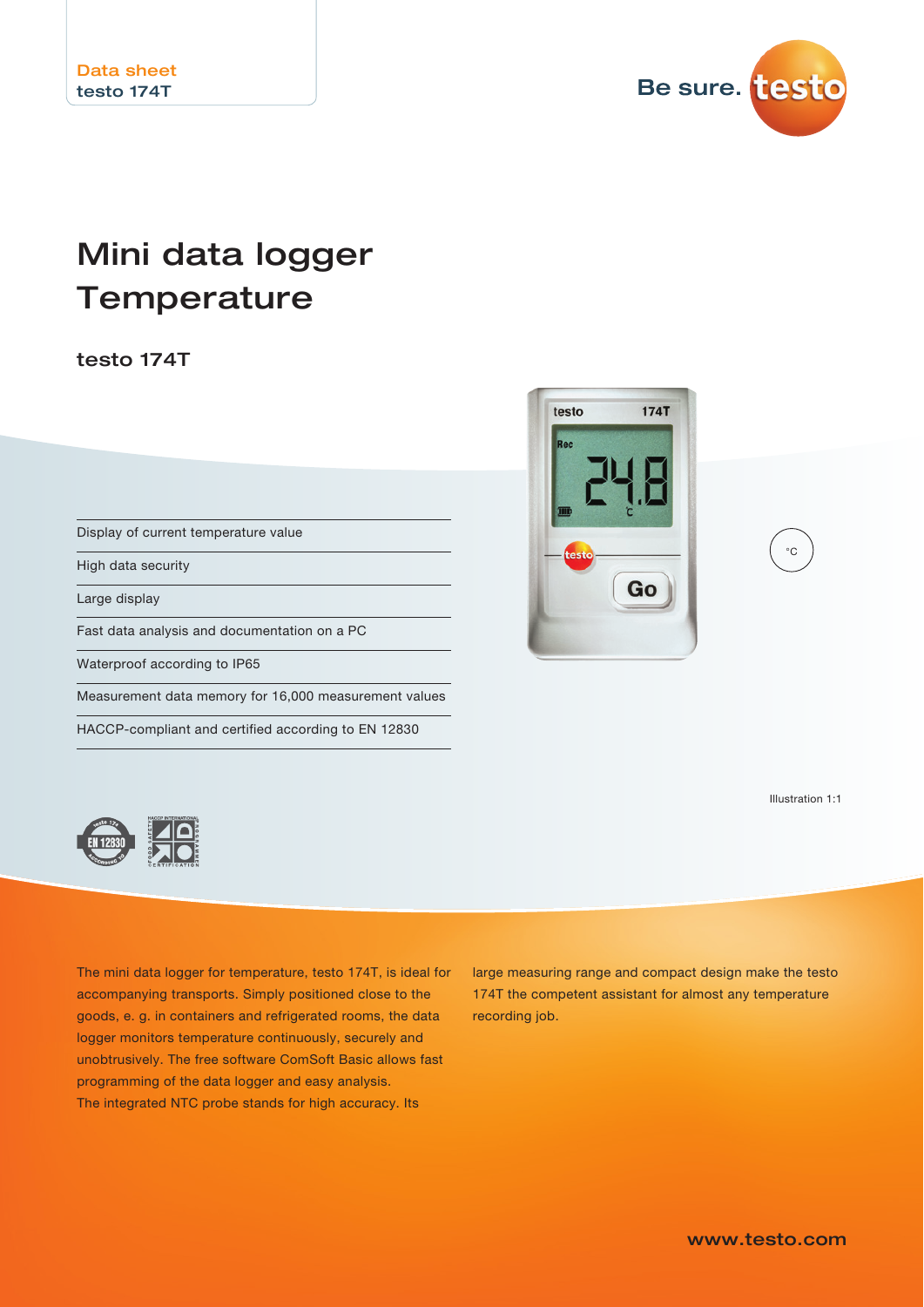Data sheet
testo 174T

Be sure. testo

# Mini data logger Temperature

## testo 174T

- Display of current temperature value
- High data security
- Large display
- Fast data analysis and documentation on a PC
- Waterproof according to IP65
- Measurement data memory for 16,000 measurement values
- HACCP-compliant and certified according to EN 12830

°C

Illustration 1:1

The mini data logger for temperature, testo 174T, is ideal for accompanying transports. Simply positioned close to the goods, e. g. in containers and refrigerated rooms, the data logger monitors temperature continuously, securely and unobtrusively. The free software ComSoft Basic allows fast programming of the data logger and easy analysis. The integrated NTC probe stands for high accuracy. Its large measuring range and compact design make the testo 174T the competent assistant for almost any temperature recording job.

www.testo.com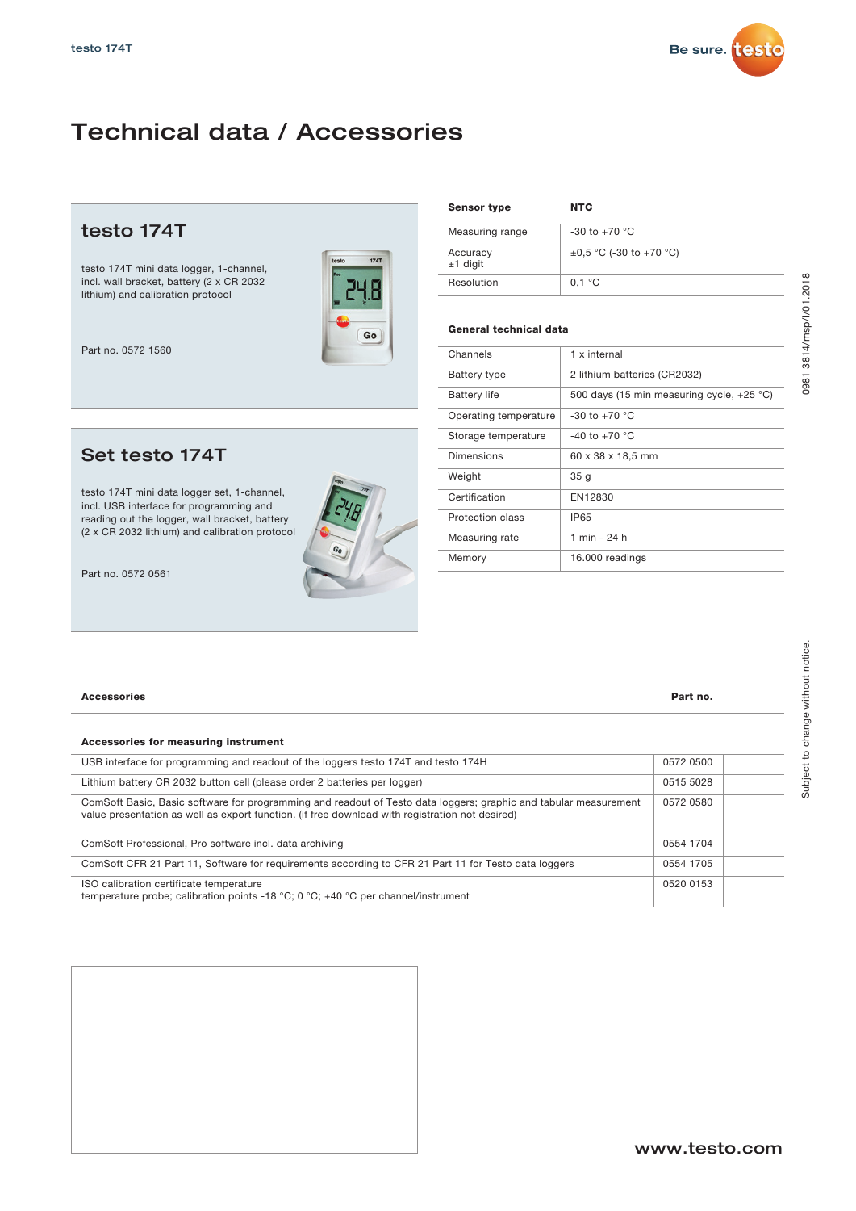# Technical data / Accessories

## testo 174T

testo 174T mini data logger, 1-channel, incl. wall bracket, battery (2 x CR 2032 lithium) and calibration protocol

Part no. 0572 1560

## Set testo 174T

testo 174T mini data logger set, 1-channel, incl. USB interface for programming and reading out the logger, wall bracket, battery (2 x CR 2032 lithium) and calibration protocol

Part no. 0572 0561

| **Sensor type** | **NTC** |
|---|---|
| Measuring range | -30 to +70 °C |
| Accuracy ±1 digit | ±0,5 °C (-30 to +70 °C) |
| Resolution | 0,1 °C |

**General technical data**

| | |
|---|---|
| Channels | 1 x internal |
| Battery type | 2 lithium batteries (CR2032) |
| Battery life | 500 days (15 min measuring cycle, +25 °C) |
| Operating temperature | -30 to +70 °C |
| Storage temperature | -40 to +70 °C |
| Dimensions | 60 x 38 x 18,5 mm |
| Weight | 35 g |
| Certification | EN12830 |
| Protection class | IP65 |
| Measuring rate | 1 min - 24 h |
| Memory | 16.000 readings |

| **Accessories** | **Part no.** |
|---|---|
| **Accessories for measuring instrument** | |
| USB interface for programming and readout of the loggers testo 174T and testo 174H | 0572 0500 |
| Lithium battery CR 2032 button cell (please order 2 batteries per logger) | 0515 5028 |
| ComSoft Basic, Basic software for programming and readout of Testo data loggers; graphic and tabular measurement value presentation as well as export function. (if free download with registration not desired) | 0572 0580 |
| ComSoft Professional, Pro software incl. data archiving | 0554 1704 |
| ComSoft CFR 21 Part 11, Software for requirements according to CFR 21 Part 11 for Testo data loggers | 0554 1705 |
| ISO calibration certificate temperature temperature probe; calibration points -18 °C; 0 °C; +40 °C per channel/instrument | 0520 0153 |

0981 3814/msp/I/01.2018

Subject to change without notice.

www.testo.com